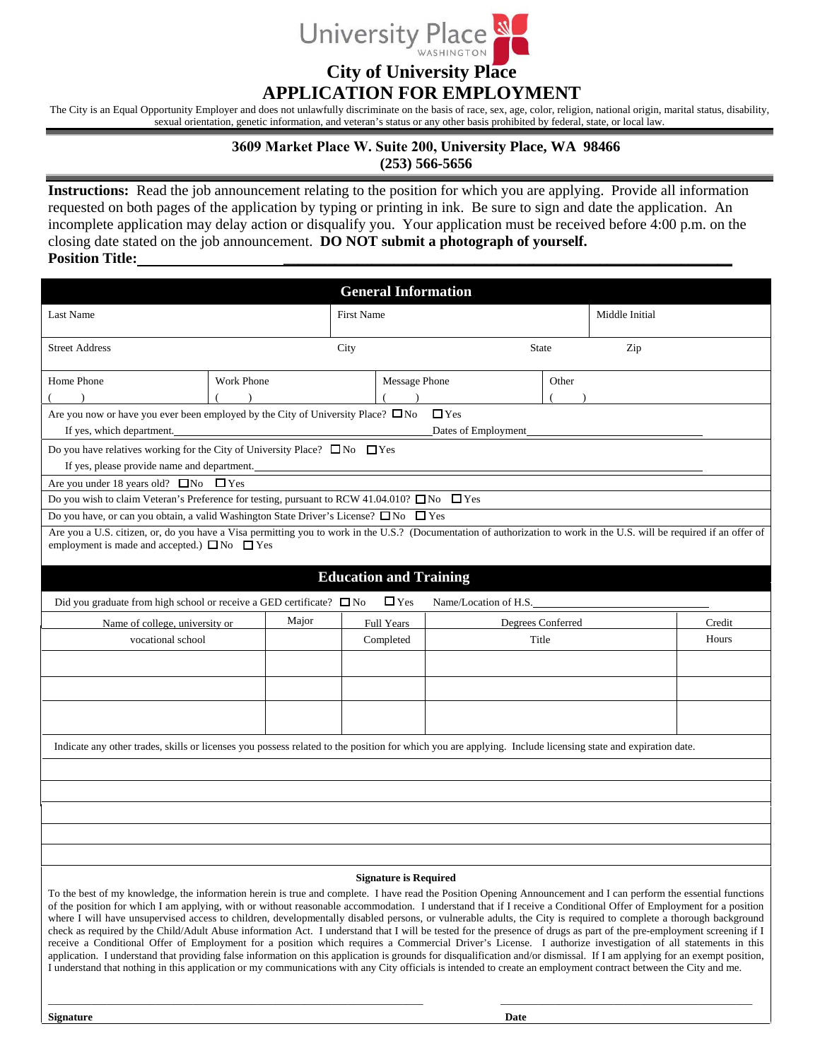University Place
WASHINGTON

# City of University Place
# APPLICATION FOR EMPLOYMENT

The City is an Equal Opportunity Employer and does not unlawfully discriminate on the basis of race, sex, age, color, religion, national origin, marital status, disability, sexual orientation, genetic information, and veteran's status or any other basis prohibited by federal, state, or local law.

**3609 Market Place W. Suite 200, University Place, WA 98466**
**(253) 566-5656**

**Instructions:** Read the job announcement relating to the position for which you are applying. Provide all information requested on both pages of the application by typing or printing in ink. Be sure to sign and date the application. An incomplete application may delay action or disqualify you. Your application must be received before 4:00 p.m. on the closing date stated on the job announcement. **DO NOT submit a photograph of yourself.**

**Position Title:** ______________________________

## General Information

| Last Name | First Name | Middle Initial |
|---|---|---|
| | | |

| Street Address | City | State | Zip |
|---|---|---|---|
| | | | |

| Home Phone | Work Phone | Message Phone | Other |
|---|---|---|---|
| ( ) | ( ) | ( ) | ( ) |

Are you now or have you ever been employed by the City of University Place? ☐ No ☐ Yes
If yes, which department. ______________________ Dates of Employment ______________________

Do you have relatives working for the City of University Place? ☐ No ☐ Yes
If yes, please provide name and department. ______________________

Are you under 18 years old? ☐ No ☐ Yes

Do you wish to claim Veteran's Preference for testing, pursuant to RCW 41.04.010? ☐ No ☐ Yes

Do you have, or can you obtain, a valid Washington State Driver's License? ☐ No ☐ Yes

Are you a U.S. citizen, or, do you have a Visa permitting you to work in the U.S.? (Documentation of authorization to work in the U.S. will be required if an offer of employment is made and accepted.) ☐ No ☐ Yes

## Education and Training

Did you graduate from high school or receive a GED certificate? ☐ No ☐ Yes Name/Location of H.S. ______________________

| Name of college, university or vocational school | Major | Full Years Completed | Degrees Conferred Title | Credit Hours |
|---|---|---|---|---|
| | | | | |
| | | | | |
| | | | | |

Indicate any other trades, skills or licenses you possess related to the position for which you are applying. Include licensing state and expiration date.

______________________
______________________
______________________
______________________
______________________

**Signature is Required**

To the best of my knowledge, the information herein is true and complete. I have read the Position Opening Announcement and I can perform the essential functions of the position for which I am applying, with or without reasonable accommodation. I understand that if I receive a Conditional Offer of Employment for a position where I will have unsupervised access to children, developmentally disabled persons, or vulnerable adults, the City is required to complete a thorough background check as required by the Child/Adult Abuse information Act. I understand that I will be tested for the presence of drugs as part of the pre-employment screening if I receive a Conditional Offer of Employment for a position which requires a Commercial Driver's License. I authorize investigation of all statements in this application. I understand that providing false information on this application is grounds for disqualification and/or dismissal. If I am applying for an exempt position, I understand that nothing in this application or my communications with any City officials is intended to create an employment contract between the City and me.

______________________ ______________________
**Signature** **Date**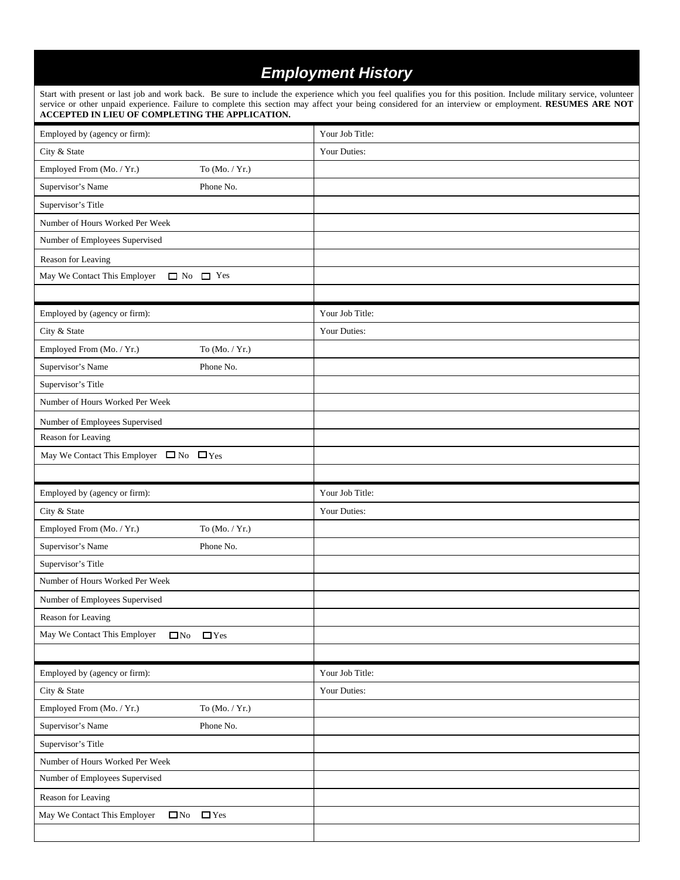## *Employment History*

Start with present or last job and work back. Be sure to include the experience which you feel qualifies you for this position. Include military service, volunteer service or other unpaid experience. Failure to complete this section may affect your being considered for an interview or employment. **RESUMES ARE NOT ACCEPTED IN LIEU OF COMPLETING THE APPLICATION.**

| | |
|---|---|
| Employed by (agency or firm): | Your Job Title: |
| City & State | Your Duties: |
| Employed From (Mo. / Yr.) To (Mo. / Yr.) | |
| Supervisor's Name Phone No. | |
| Supervisor's Title | |
| Number of Hours Worked Per Week | |
| Number of Employees Supervised | |
| Reason for Leaving | |
| May We Contact This Employer ☐ No ☐ Yes | |
| | |

| | |
|---|---|
| Employed by (agency or firm): | Your Job Title: |
| City & State | Your Duties: |
| Employed From (Mo. / Yr.) To (Mo. / Yr.) | |
| Supervisor's Name Phone No. | |
| Supervisor's Title | |
| Number of Hours Worked Per Week | |
| Number of Employees Supervised | |
| Reason for Leaving | |
| May We Contact This Employer ☐ No ☐ Yes | |
| | |

| | |
|---|---|
| Employed by (agency or firm): | Your Job Title: |
| City & State | Your Duties: |
| Employed From (Mo. / Yr.) To (Mo. / Yr.) | |
| Supervisor's Name Phone No. | |
| Supervisor's Title | |
| Number of Hours Worked Per Week | |
| Number of Employees Supervised | |
| Reason for Leaving | |
| May We Contact This Employer ☐ No ☐ Yes | |
| | |

| | |
|---|---|
| Employed by (agency or firm): | Your Job Title: |
| City & State | Your Duties: |
| Employed From (Mo. / Yr.) To (Mo. / Yr.) | |
| Supervisor's Name Phone No. | |
| Supervisor's Title | |
| Number of Hours Worked Per Week | |
| Number of Employees Supervised | |
| Reason for Leaving | |
| May We Contact This Employer ☐ No ☐ Yes | |
| | |